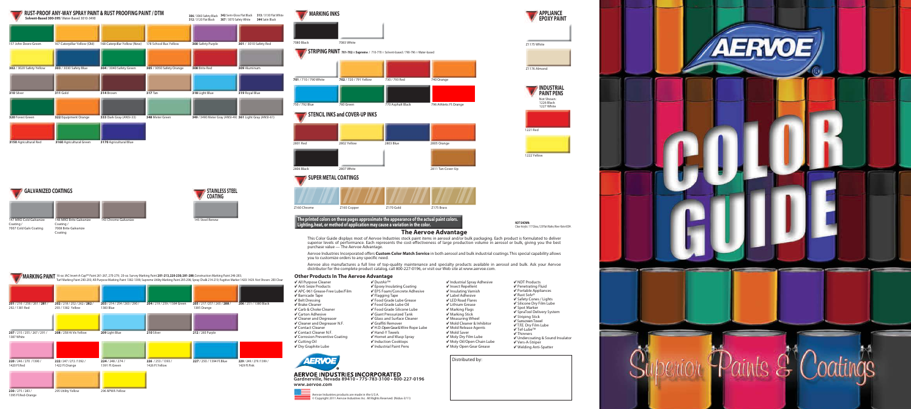## RUST-PROOF ANY-WAY SPRAY PAINT & RUST PROOFING PAINT / DTM

Solvent-Based 300-395/ Water-Based 3010-3490

306 / 3060 Safety Black 342 Semi-Gloss Flat Black 313 / 3130 Flat White 312 / 3120 Flat Black 307 / 3070 Safety White 344 Satin Black

157 John Deere Green
167 Caterpillar Yellow (Old)
168 Caterpillar Yellow (New)
178 School Bus Yellow
300 Safety Purple
301 / 3010 Safety Red
302 / 3020 Safety Yellow
303 / 3030 Safety Blue
304 / 3040 Safety Green
305 / 3050 Safety Orange
308 Brite Red
309 Aluminum
310 Silver
311 Gold
314 Brown
317 Tan
318 Light Blue
319 Royal Blue
320 Forest Green
322 Equipment Orange
333 Dark Gray (ANSI-33)
348 Meter Green
349 / 3490 Meter Gray (ANSI-49)
361 Light Gray (ANSI-61)
3150 Agricultural Red
3160 Agricultural Green
3170 Agricultural Blue

## GALVANIZED COATINGS

147 MRO Cold Galvanize Coating / 7007 Cold Galv Coating
148 MRO Brite Galvanize Coating / 7008 Brite Galvanize Coating
149 Chrome Galvanize

## STAINLESS STEEL COATING

145 Steel Renew

## MARKING PAINT

16-oz. IAC Invert-A-Cap™ Paint 261-267, 270-279; 20-oz. Survey Marking Paint 201-213, 220-230, 281-288; Construction Marking Paint 246-283; Turf Marking Paint 290-293; All-Purpose Marking Paint 1382-1399, Supreme Utility Marking Paint 295-296, Spray Chalk 214-219; Fugitive Marker 1420-1428. Not Shown: 280 Clear

201 / 216 / 256 / 261 / 281 / 292 / 1381 Red
202 / 218 / 252 / 262 / 282 / 293 / 1382 Yellow
203 / 214 / 254 / 263 / 290 / 1383 Blue
204 / 219 / 259 / 1384 Green
205 / 217 / 257 / 265 / 288 / 1385 Orange
206 / 251 / 1380 Black
207 / 215 / 255 / 267 / 291 / 1387 White
208 / 258 Hi Vis Yellow
209 Light Blue
210 Silver
212 / 260 Purple
220 / 246 / 270 / 1390 / 1420 Fl.Red
222 / 247 / 272 / 1392 / 1422 Fl.Orange
224 / 248 / 274 / 1391 Fl.Green
226 / 253 / 1393 / 1426 Fl.Yellow
227 / 250 / 1394 Fl.Blue
229 / 249 / 279 / 1399 / 1428 Fl.Pink
230 / 275 / 283 / 1395 Fl.Red-Orange
295 Utility Yellow
296 APWA Yellow

## MARKING INKS

7080 Black
7083 White

## STRIPING PAINT

701-702 = Supreme / 710-770 = Solvent-based / 790-796 = Water-based

701 / 710 / 790 White
702 / 720 / 791 Yellow
730 / 793 Red
740 Orange
750 / 792 Blue
760 Green
770 Asphalt Black
796 Athletic Fl. Orange

## STENCIL INKS and COVER-UP INKS

2801 Red
2802 Yellow
2803 Blue
2805 Orange
2806 Black
2807 White
2811 Tan Cover-Up

## SUPER METAL COATINGS

Z160 Chrome
Z165 Copper
Z170 Gold
Z175 Brass

**The printed colors on these pages approximate the appearance of the actual paint colors. Lighting, heat, or method of application may cause a variation in the color.**

## APPLIANCE EPOXY PAINT

Z1175 White
Z1176 Almond

## INDUSTRIAL PAINT PENS

Not Shown: 1226 Black 1227 White

1221 Red
1222 Yellow

NOT SHOWN:
Clear Acrylic: 117 Gloss, 120 Flat Matte, Rivet-Kote 600A

## The Aervoe Advantage

This Color Guide displays most of Aervoe Industries stock paint items in aerosol and/or bulk packaging. Each product is formulated to deliver superior levels of performance. Each represents the cost-effectiveness of large production volume in aerosol or bulk, giving you the best purchase value — The Aervoe Advantage.

Aervoe Industries Incorporated offers **Custom Color Match Service** in both aerosol and bulk industrial coatings. This special capability allows you to customize orders to any specific need.

Aervoe also manufactures a full line of top-quality maintenance and specialty products available in aerosol and bulk. Ask your Aervoe distributor for the complete product catalog, call 800-227-0196, or visit our Web site at www.aervoe.com.

### Other Products In The Aervoe Advantage

- ✔ All Purpose Cleaner
- ✔ Anti Seize Products
- ✔ APC-961 Grease-Free Lube/Film
- ✔ Barricade Tape
- ✔ Belt Dressing
- ✔ Brake Cleaner
- ✔ Carb & Choke Cleaner
- ✔ Carton Adhesive
- ✔ Cleaner and Degreaser
- ✔ Cleaner and Degreaser N.F.
- ✔ Contact Cleaner
- ✔ Contact Cleaner N.F.
- ✔ Corrosion Preventive Coating
- ✔ Cutting Oil
- ✔ Dry Graphite Lube
- ✔ DustAir™
- ✔ Epoxy Insulating Coating
- ✔ EPS Foam/Concrete Adhesive
- ✔ Flagging Tape
- ✔ Food Grade Lube Grease
- ✔ Food Grade Lube Oil
- ✔ Food Grade Silicone Lube
- ✔ Giant Pressurized Tank
- ✔ Glass and Surface Cleaner
- ✔ Graffiti Remover
- ✔ H.D. Open Gear & Wire Rope Lube
- ✔ Hand-V Towels
- ✔ Hornet and Wasp Spray
- ✔ Induction Cooktops
- ✔ Industrial Paint Pens
- ✔ Industrial Spray Adhesive
- ✔ Insect Repellent
- ✔ Insulating Varnish
- ✔ Label Adhesive
- ✔ LED Road Flares
- ✔ Lithium Grease
- ✔ Marking Flags
- ✔ Marking Stick
- ✔ Measuring Wheel
- ✔ Mold Cleaner & Inhibitor
- ✔ Mold Release Agents
- ✔ Mold Saver
- ✔ Moly Dry Film Lube
- ✔ Moly Oil/Open Chain Lube
- ✔ Moly Open Gear Grease
- ✔ NDT Products
- ✔ Penetrating Fluid
- ✔ Portable Appliances
- ✔ Rust Solv®
- ✔ Safety Cones / Lights
- ✔ Silicone Dry Film Lube
- ✔ Spot Marker
- ✔ SprаTool Delivery System
- ✔ Striping Stick
- ✔ Sunscreen Towel
- ✔ T.F.E. Dry Film Lube
- ✔ Tef-Lube™
- ✔ Thinners
- ✔ Undercoating & Sound Insulator
- ✔ Vers-A-Striper
- ✔ Welding Anti-Spatter

Distributed by:

**AERVOE INDUSTRIES INCORPORATED**
Gardnerville, Nevada 89410 • 775-783-3100 • 800-227-0196
www.aervoe.com

Aervoe Industries products are made in the U.S.A.
© Copyright 2011 Aervoe Industries Inc. All Rights Reserved. (Nidus-3/11)

AERVOE

COLOR GUIDE

Superior Paints & Coatings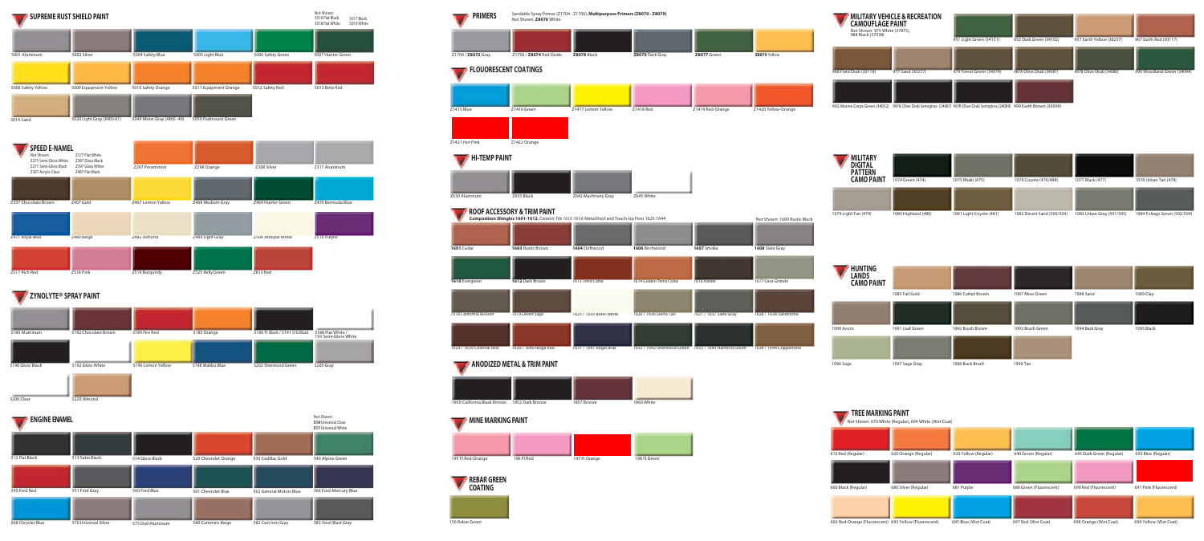## SUPREME RUST SHIELD PAINT

Not Shown: 5016 Flat Black, 5018 Flat White, 5017 Black, 5019 White

5001 Aluminum
5002 Silver
5004 Safety Blue
5005 Light Blue
5006 Safety Green
5007 Hunter Green
5008 Safety Yellow
5009 Equipment Yellow
5010 Safety Orange
5011 Equipment Orange
5012 Safety Red
5013 Brite Red
5014 Sand
5020 Light Gray (ANSI-61)
5049 Meter Gray (ANSI -49)
5050 Padmount Green

## SPEED E-NAMEL

Not Shown: Z275 Semi-Gloss White, Z277 Semi-Gloss Black, Z307 Acrylic Clear, Z377 Flat White, Z387 Gloss Black, Z397 Gloss White, Z407 Flat Black

Z297 Persimmon
Z298 Orange
Z308 Silver
Z317 Aluminum
Z357 Chocolate Brown
Z407 Gold
Z467 Lemon Yellow
Z468 Medium Gray
Z469 Hunter Green
Z470 Bermuda Blue
Z471 Royal Blue
Z480 Beige
Z482 Almond
Z489 Light Gray
Z506 Antique White
Z516 Purple
Z517 Rich Red
Z518 Pink
Z519 Burgundy
Z525 Kelly Green
Z813 Red

## ZYNOLYTE® SPRAY PAINT

S180 Aluminum
S182 Chocolate Brown
S184 Fire Red
S185 Orange
S186 Fl. Black / S191 S/G Black
S188 Flat White / 193 Semi-Gloss White
S190 Gloss Black
S192 Gloss White
S196 Lemon Yellow
S198 Malibu Blue
S202 Sherwood Green
S205 Gray
S206 Clear
S220 Almond

## ENGINE ENAMEL

Not Shown: S10 Universal Clear, S11 Universal White

S12 Flat Black
S13 Satin Black
S14 Gloss Black
S20 Chevrolet Orange
S30 Cadillac Gold
S40 Alpine Green
S50 Ford Red
S51 Ford Gray
S60 Ford Blue
S61 Chevrolet Blue
S62 General Motors Blue
S66 Ford-Mercury Blue
S68 Chrysler Blue
S70 Universal Silver
S75 Dull Aluminum
S80 Cummins Beige
S82 Cast Iron Gray
S83 Steel Blast Gray

## PRIMERS

Sandable Spray Primer (Z1704 - Z1706); **Multipurpose Primers (Z8070 - Z8079)**
Not Shown: **Z8076** White

Z1704 / **Z8072** Gray
Z1706 / **Z8074** Red Oxide
**Z8078** Black
**Z8070** Dark Gray
**Z8077** Green
**Z8079** Yellow

## FLOURORESCENT COATINGS

Z1415 Blue
Z1416 Green
Z1417 Lemon Yellow
Z1418 Red
Z1419 Red-Orange
Z1420 Yellow-Orange
Z1421 Hot Pink
Z1422 Orange

## HI-TEMP PAINT

Z630 Aluminum
Z635 Black
Z642 Machinery Gray
Z645 White

## ROOF ACCESSORY & TRIM PAINT

**Composition Shingles 1601-1612**; *Ceramic Tile 1613-1619*; Metal Roof and Touch-Up Pens 1625-1644

Not Shown: 1609 Rustic Black

**1601** Cedar
**1603** Rustic Brown
**1604** Driftwood
**1606** Birchwood
**1607** Smoke
**1608** Slate Gray
**1610** Evergreen
**1612** Dark Brown
*1613 Terra Cotta*
*1614 Golden Terra Cotta*
*1616 Adobe*
*1617 Casa Grande*
*1618 California Mission*
*1619 Desert Sage*
1625 / 1635 Bone White
1626 / 1636 Sierra Tan
1627 / 1637 Slate Gray
1628 / 1638 Sandstone
1629 / 1639 Colonial Red
1630 / 1640 Regal Red
1631 / 1641 Regal Blue
1632 / 1642 Sherwood Green
1633 / 1643 Hartford Green
1634 / 1644 Coppertone

## ANODIZED METAL & TRIM PAINT

1850 California Black Bronze
1852 Dark Bronze
1857 Bronze
1860 White

## MINE MARKING PAINT

195 Fl.Red-Orange
196 Fl.Red
197 Fl.Orange
198 Fl.Green

## REBAR GREEN COATING

156 Rebar Green

## MILITARY VEHICLE & RECREATION CAMOUFLAGE PAINT

Not Shown: 975 White (37875), 988 Black (37038)

951 Light Green (34151)
952 Dark Green (34102)
957 Earth Yellow (30257)
967 Earth Red (30117)
968 Field Drab (30118)
977 Sand (30277)
979 Forest Green (34079)
987A Olive Drab (34087)
987B Olive Drab (34088)
990 Woodland Green (34094)
992 Marine Corps Green (34052)
997A Olive Drab Semigloss (24087)
997B Olive Drab Semigloss (24084)
999 Earth Brown (30099)

## MILITARY DIGITAL PATTERN CAMO PAINT

1074 Green (474)
1075 Khaki (475)
1076 Coyote (476/498)
1077 Black (477)
1078 Urban Tan (478)
1079 Light Tan (479)
1080 Highland (480)
1081 Light Coyote (481)
1082 Desert Sand (500/503)
1083 Urban Gray (501/505)
1084 Foliage Green (502/504)

## HUNTING LANDS CAMO PAINT

1085 Fall Gold
1086 Cattail Brown
1087 Moss Green
1088 Sand
1089 Clay
1090 Acorn
1091 Leaf Green
1092 Brush Brown
1093 Brush Green
1094 Bark Gray
1095 Black
1096 Sage
1097 Sage Gray
1098 Buck Brush
1099 Tan

## TREE MARKING PAINT

Not Shown: 670 White (Regular), 694 White (Wet Coat)

610 Red (Regular)
620 Orange (Regular)
630 Yellow (Regular)
640 Green (Regular)
645 Dark Green (Regular)
650 Blue (Regular)
660 Black (Regular)
680 Silver (Regular)
681 Purple
688 Green (Fluorescent)
690 Red (Fluorescent)
691 Pink (Fluorescent)
692 Red-Orange (Fluorescent)
693 Yellow (Fluorescent)
695 Blue (Wet Coat)
697 Red (Wet Coat)
698 Orange (Wet Coat)
699 Yellow (Wet Coat)